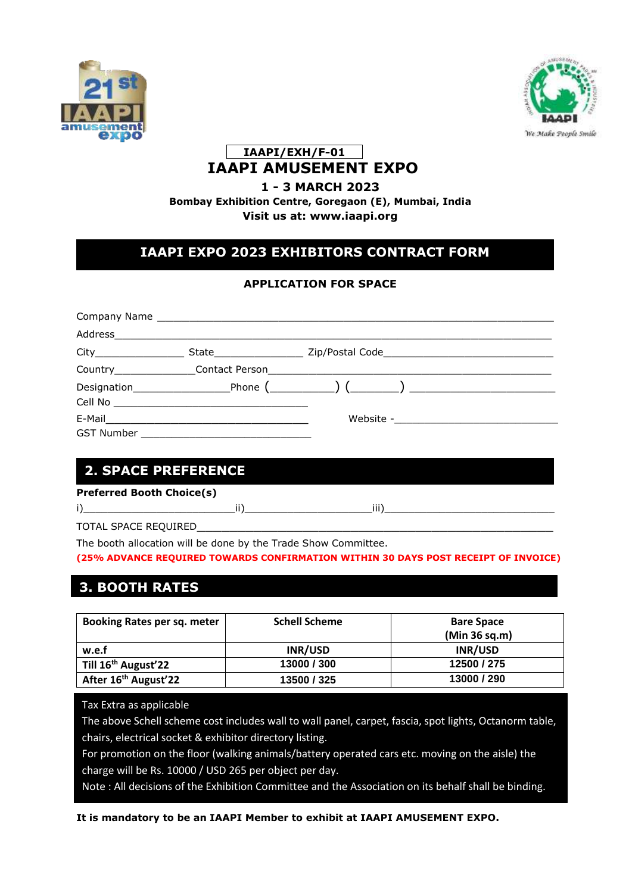IAAPI/EXH/F-01

# IAAPI AMUSEMENT EXPO

**1 - 3 MARCH 2023**

**Bombay Exhibition Centre, Goregaon (E), Mumbai, India**

**Visit us at: www.iaapi.org**

## IAAPI EXPO 2023 EXHIBITORS CONTRACT FORM

**APPLICATION FOR SPACE**

Company Name ____________________________________________________________

Address__________________________________________________________________

City_______________ State_______________ Zip/Postal Code____________________________

Country_____________Contact Person____________________________________________

Designation________________Phone (__________) (_______) ______________________

Cell No ________________________________

E-Mail________________________________ Website -____________________________

GST Number ____________________________

## 2. SPACE PREFERENCE

**Preferred Booth Choice(s)**

i)_________________________ii)____________________iii)____________________________

TOTAL SPACE REQUIRED___________________________________________________________

The booth allocation will be done by the Trade Show Committee.

**(25% ADVANCE REQUIRED TOWARDS CONFIRMATION WITHIN 30 DAYS POST RECEIPT OF INVOICE)**

## 3. BOOTH RATES

| Booking Rates per sq. meter | Schell Scheme | Bare Space (Min 36 sq.m) |
|---|---|---|
| **w.e.f** | **INR/USD** | **INR/USD** |
| **Till 16th August'22** | **13000 / 300** | **12500 / 275** |
| **After 16th August'22** | **13500 / 325** | **13000 / 290** |

Tax Extra as applicable

The above Schell scheme cost includes wall to wall panel, carpet, fascia, spot lights, Octanorm table, chairs, electrical socket & exhibitor directory listing.

For promotion on the floor (walking animals/battery operated cars etc. moving on the aisle) the charge will be Rs. 10000 / USD 265 per object per day.

Note : All decisions of the Exhibition Committee and the Association on its behalf shall be binding.

**It is mandatory to be an IAAPI Member to exhibit at IAAPI AMUSEMENT EXPO.**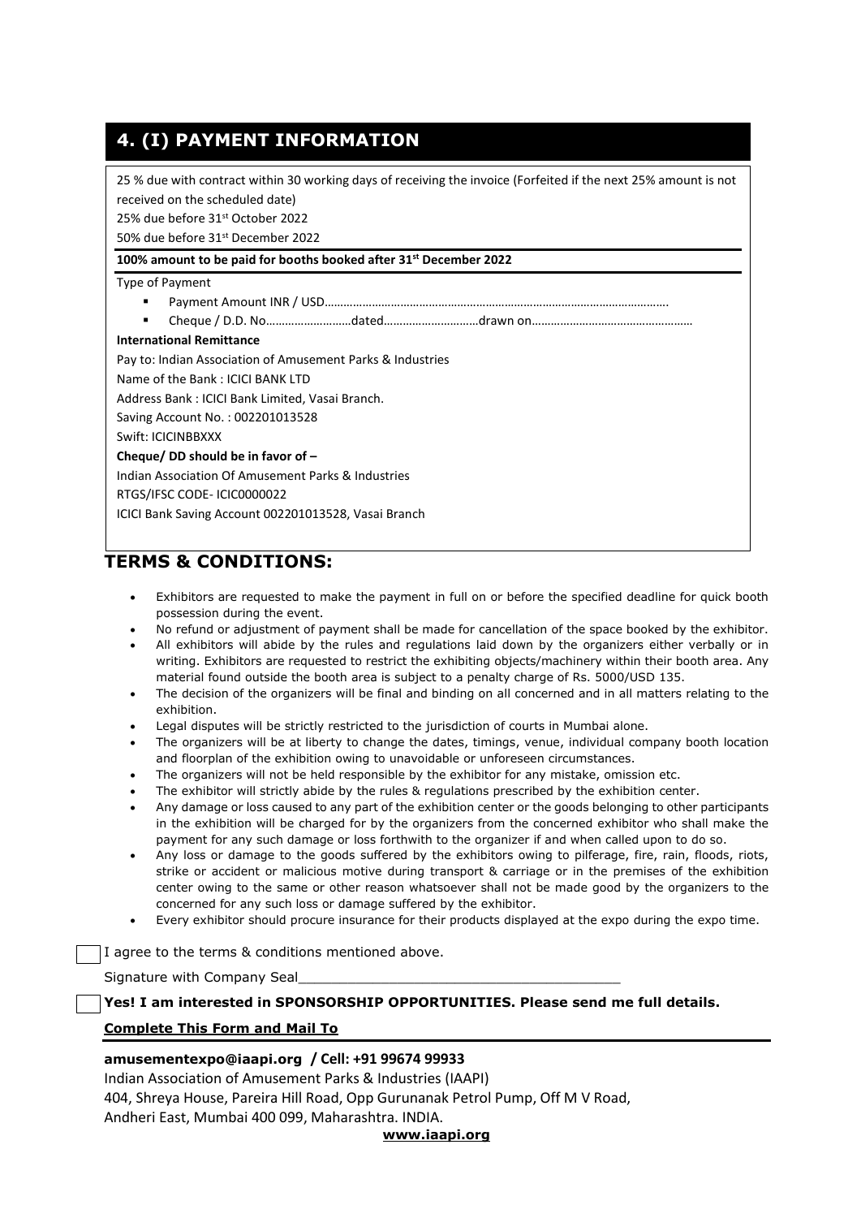## 4. (I) PAYMENT INFORMATION

25 % due with contract within 30 working days of receiving the invoice (Forfeited if the next 25% amount is not received on the scheduled date)

25% due before 31st October 2022

50% due before 31st December 2022

**100% amount to be paid for booths booked after 31st December 2022**

Type of Payment

- Payment Amount INR / USD………………………………………………………………………………………………….
- Cheque / D.D. No………………………dated…………………………drawn on……………………………………………

**International Remittance**

Pay to: Indian Association of Amusement Parks & Industries

Name of the Bank : ICICI BANK LTD

Address Bank : ICICI Bank Limited, Vasai Branch.

Saving Account No. : 002201013528

Swift: ICICINBBXXX

**Cheque/ DD should be in favor of –**

Indian Association Of Amusement Parks & Industries

RTGS/IFSC CODE- ICIC0000022

ICICI Bank Saving Account 002201013528, Vasai Branch

## TERMS & CONDITIONS:

- Exhibitors are requested to make the payment in full on or before the specified deadline for quick booth possession during the event.
- No refund or adjustment of payment shall be made for cancellation of the space booked by the exhibitor.
- All exhibitors will abide by the rules and regulations laid down by the organizers either verbally or in writing. Exhibitors are requested to restrict the exhibiting objects/machinery within their booth area. Any material found outside the booth area is subject to a penalty charge of Rs. 5000/USD 135.
- The decision of the organizers will be final and binding on all concerned and in all matters relating to the exhibition.
- Legal disputes will be strictly restricted to the jurisdiction of courts in Mumbai alone.
- The organizers will be at liberty to change the dates, timings, venue, individual company booth location and floorplan of the exhibition owing to unavoidable or unforeseen circumstances.
- The organizers will not be held responsible by the exhibitor for any mistake, omission etc.
- The exhibitor will strictly abide by the rules & regulations prescribed by the exhibition center.
- Any damage or loss caused to any part of the exhibition center or the goods belonging to other participants in the exhibition will be charged for by the organizers from the concerned exhibitor who shall make the payment for any such damage or loss forthwith to the organizer if and when called upon to do so.
- Any loss or damage to the goods suffered by the exhibitors owing to pilferage, fire, rain, floods, riots, strike or accident or malicious motive during transport & carriage or in the premises of the exhibition center owing to the same or other reason whatsoever shall not be made good by the organizers to the concerned for any such loss or damage suffered by the exhibitor.
- Every exhibitor should procure insurance for their products displayed at the expo during the expo time.

☐ I agree to the terms & conditions mentioned above.

Signature with Company Seal_______________________________________

☐ **Yes! I am interested in SPONSORSHIP OPPORTUNITIES. Please send me full details.**

**Complete This Form and Mail To**

**amusementexpo@iaapi.org / Cell: +91 99674 99933**

Indian Association of Amusement Parks & Industries (IAAPI)

404, Shreya House, Pareira Hill Road, Opp Gurunanak Petrol Pump, Off M V Road,

Andheri East, Mumbai 400 099, Maharashtra. INDIA.

**www.iaapi.org**